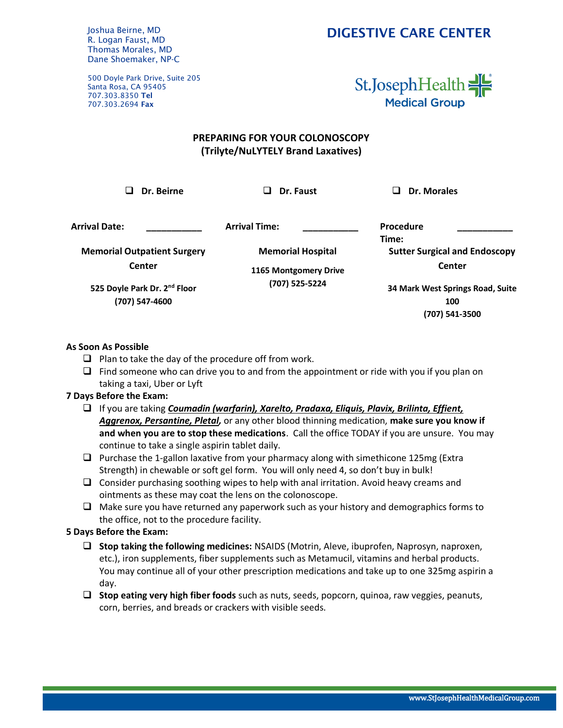Joshua Beirne, MD
R. Logan Faust, MD
Thomas Morales, MD
Dane Shoemaker, NP-C

500 Doyle Park Drive, Suite 205
Santa Rosa, CA 95405
707.303.8350 **Tel**
707.303.2694 **Fax**

**DIGESTIVE CARE CENTER**

St.JosephHealth Medical Group

## PREPARING FOR YOUR COLONOSCOPY
## (Trilyte/NuLYTELY Brand Laxatives)

- [ ] **Dr. Beirne**
- [ ] **Dr. Faust**
- [ ] **Dr. Morales**

**Arrival Date:** ___________ **Arrival Time:** ___________ **Procedure Time:** ___________

| Memorial Outpatient Surgery Center | Memorial Hospital | Sutter Surgical and Endoscopy Center |
|---|---|---|
| 525 Doyle Park Dr. 2nd Floor | 1165 Montgomery Drive | 34 Mark West Springs Road, Suite 100 |
| (707) 547-4600 | (707) 525-5224 | (707) 541-3500 |

**As Soon As Possible**

- [ ] Plan to take the day of the procedure off from work.
- [ ] Find someone who can drive you to and from the appointment or ride with you if you plan on taking a taxi, Uber or Lyft

**7 Days Before the Exam:**

- [ ] If you are taking ***Coumadin (warfarin), Xarelto, Pradaxa, Eliquis, Plavix, Brilinta, Effient, Aggrenox, Persantine, Pletal,*** or any other blood thinning medication, **make sure you know if and when you are to stop these medications**. Call the office TODAY if you are unsure. You may continue to take a single aspirin tablet daily.
- [ ] Purchase the 1-gallon laxative from your pharmacy along with simethicone 125mg (Extra Strength) in chewable or soft gel form. You will only need 4, so don't buy in bulk!
- [ ] Consider purchasing soothing wipes to help with anal irritation. Avoid heavy creams and ointments as these may coat the lens on the colonoscope.
- [ ] Make sure you have returned any paperwork such as your history and demographics forms to the office, not to the procedure facility.

**5 Days Before the Exam:**

- [ ] **Stop taking the following medicines:** NSAIDS (Motrin, Aleve, ibuprofen, Naprosyn, naproxen, etc.), iron supplements, fiber supplements such as Metamucil, vitamins and herbal products. You may continue all of your other prescription medications and take up to one 325mg aspirin a day.
- [ ] **Stop eating very high fiber foods** such as nuts, seeds, popcorn, quinoa, raw veggies, peanuts, corn, berries, and breads or crackers with visible seeds.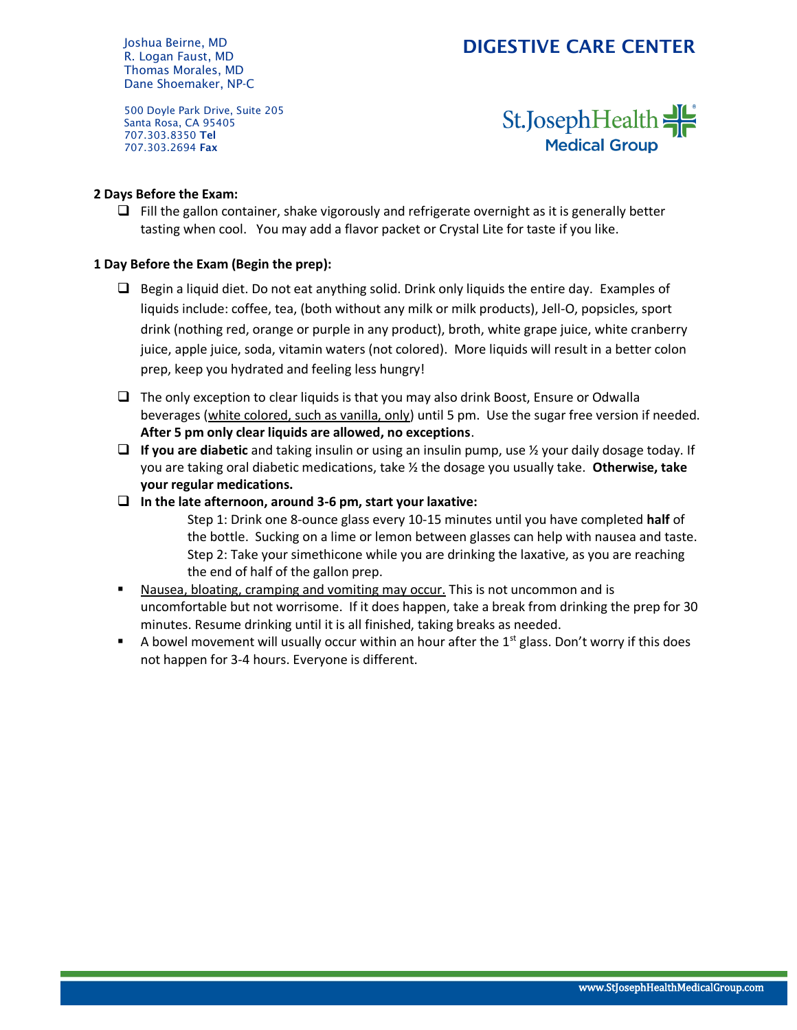**2 Days Before the Exam:**

- [ ] Fill the gallon container, shake vigorously and refrigerate overnight as it is generally better tasting when cool. You may add a flavor packet or Crystal Lite for taste if you like.

**1 Day Before the Exam (Begin the prep):**

- [ ] Begin a liquid diet. Do not eat anything solid. Drink only liquids the entire day. Examples of liquids include: coffee, tea, (both without any milk or milk products), Jell-O, popsicles, sport drink (nothing red, orange or purple in any product), broth, white grape juice, white cranberry juice, apple juice, soda, vitamin waters (not colored). More liquids will result in a better colon prep, keep you hydrated and feeling less hungry!
- [ ] The only exception to clear liquids is that you may also drink Boost, Ensure or Odwalla beverages (<u>white colored, such as vanilla, only</u>) until 5 pm. Use the sugar free version if needed. **After 5 pm only clear liquids are allowed, no exceptions**.
- [ ] **If you are diabetic** and taking insulin or using an insulin pump, use ½ your daily dosage today. If you are taking oral diabetic medications, take ½ the dosage you usually take. **Otherwise, take your regular medications.**
- [ ] **In the late afternoon, around 3-6 pm, start your laxative:**

  Step 1: Drink one 8-ounce glass every 10-15 minutes until you have completed **half** of the bottle. Sucking on a lime or lemon between glasses can help with nausea and taste.

  Step 2: Take your simethicone while you are drinking the laxative, as you are reaching the end of half of the gallon prep.

- <u>Nausea, bloating, cramping and vomiting may occur.</u> This is not uncommon and is uncomfortable but not worrisome. If it does happen, take a break from drinking the prep for 30 minutes. Resume drinking until it is all finished, taking breaks as needed.
- A bowel movement will usually occur within an hour after the 1st glass. Don't worry if this does not happen for 3-4 hours. Everyone is different.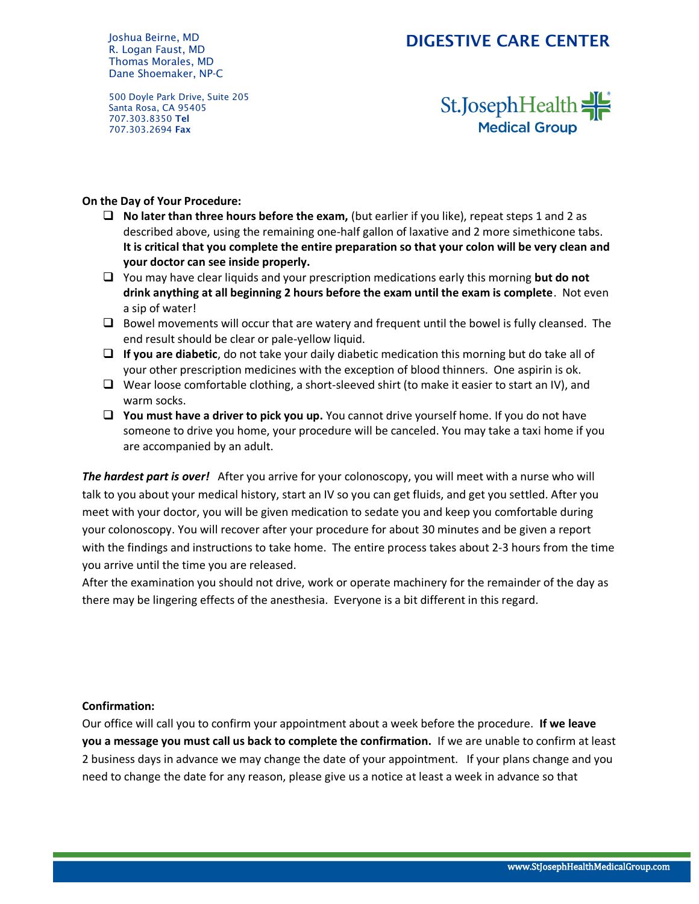**On the Day of Your Procedure:**

- ❑ **No later than three hours before the exam,** (but earlier if you like), repeat steps 1 and 2 as described above, using the remaining one-half gallon of laxative and 2 more simethicone tabs. **It is critical that you complete the entire preparation so that your colon will be very clean and your doctor can see inside properly.**
- ❑ You may have clear liquids and your prescription medications early this morning **but do not drink anything at all beginning 2 hours before the exam until the exam is complete**. Not even a sip of water!
- ❑ Bowel movements will occur that are watery and frequent until the bowel is fully cleansed. The end result should be clear or pale-yellow liquid.
- ❑ **If you are diabetic**, do not take your daily diabetic medication this morning but do take all of your other prescription medicines with the exception of blood thinners. One aspirin is ok.
- ❑ Wear loose comfortable clothing, a short-sleeved shirt (to make it easier to start an IV), and warm socks.
- ❑ **You must have a driver to pick you up.** You cannot drive yourself home. If you do not have someone to drive you home, your procedure will be canceled. You may take a taxi home if you are accompanied by an adult.

***The hardest part is over!*** After you arrive for your colonoscopy, you will meet with a nurse who will talk to you about your medical history, start an IV so you can get fluids, and get you settled. After you meet with your doctor, you will be given medication to sedate you and keep you comfortable during your colonoscopy. You will recover after your procedure for about 30 minutes and be given a report with the findings and instructions to take home. The entire process takes about 2-3 hours from the time you arrive until the time you are released.

After the examination you should not drive, work or operate machinery for the remainder of the day as there may be lingering effects of the anesthesia. Everyone is a bit different in this regard.

**Confirmation:**

Our office will call you to confirm your appointment about a week before the procedure. **If we leave you a message you must call us back to complete the confirmation.** If we are unable to confirm at least 2 business days in advance we may change the date of your appointment. If your plans change and you need to change the date for any reason, please give us a notice at least a week in advance so that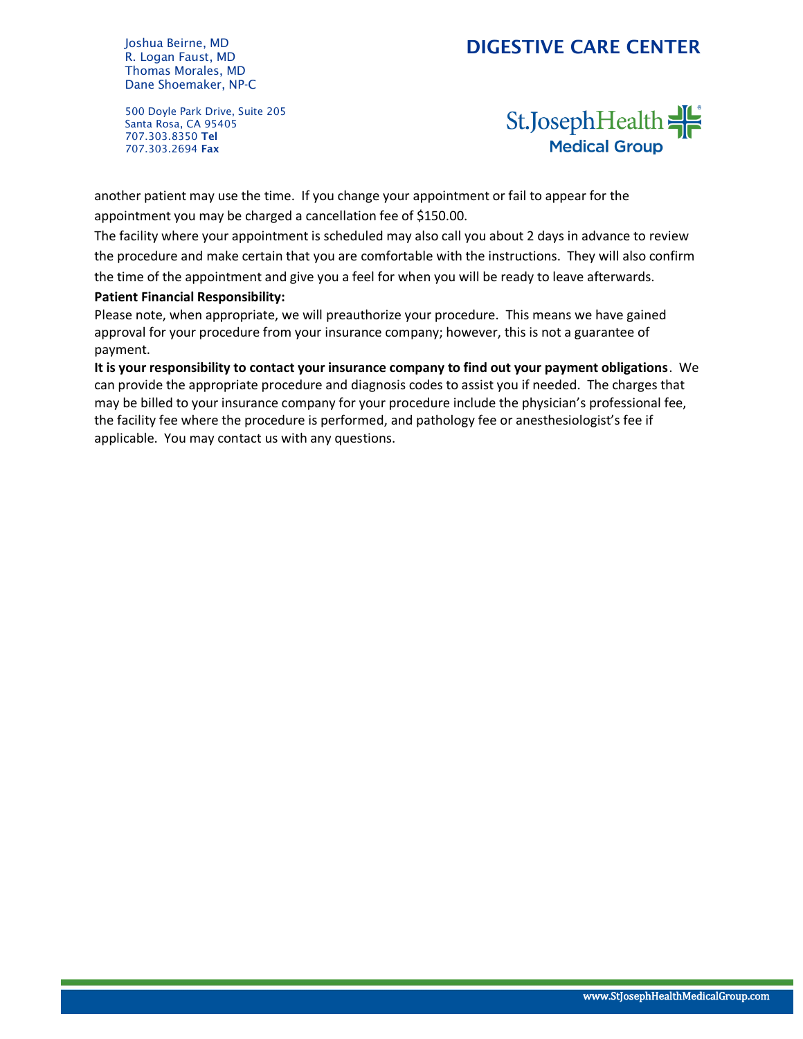another patient may use the time. If you change your appointment or fail to appear for the appointment you may be charged a cancellation fee of $150.00.

The facility where your appointment is scheduled may also call you about 2 days in advance to review the procedure and make certain that you are comfortable with the instructions. They will also confirm the time of the appointment and give you a feel for when you will be ready to leave afterwards.

**Patient Financial Responsibility:**

Please note, when appropriate, we will preauthorize your procedure. This means we have gained approval for your procedure from your insurance company; however, this is not a guarantee of payment.

**It is your responsibility to contact your insurance company to find out your payment obligations**. We can provide the appropriate procedure and diagnosis codes to assist you if needed. The charges that may be billed to your insurance company for your procedure include the physician's professional fee, the facility fee where the procedure is performed, and pathology fee or anesthesiologist's fee if applicable. You may contact us with any questions.